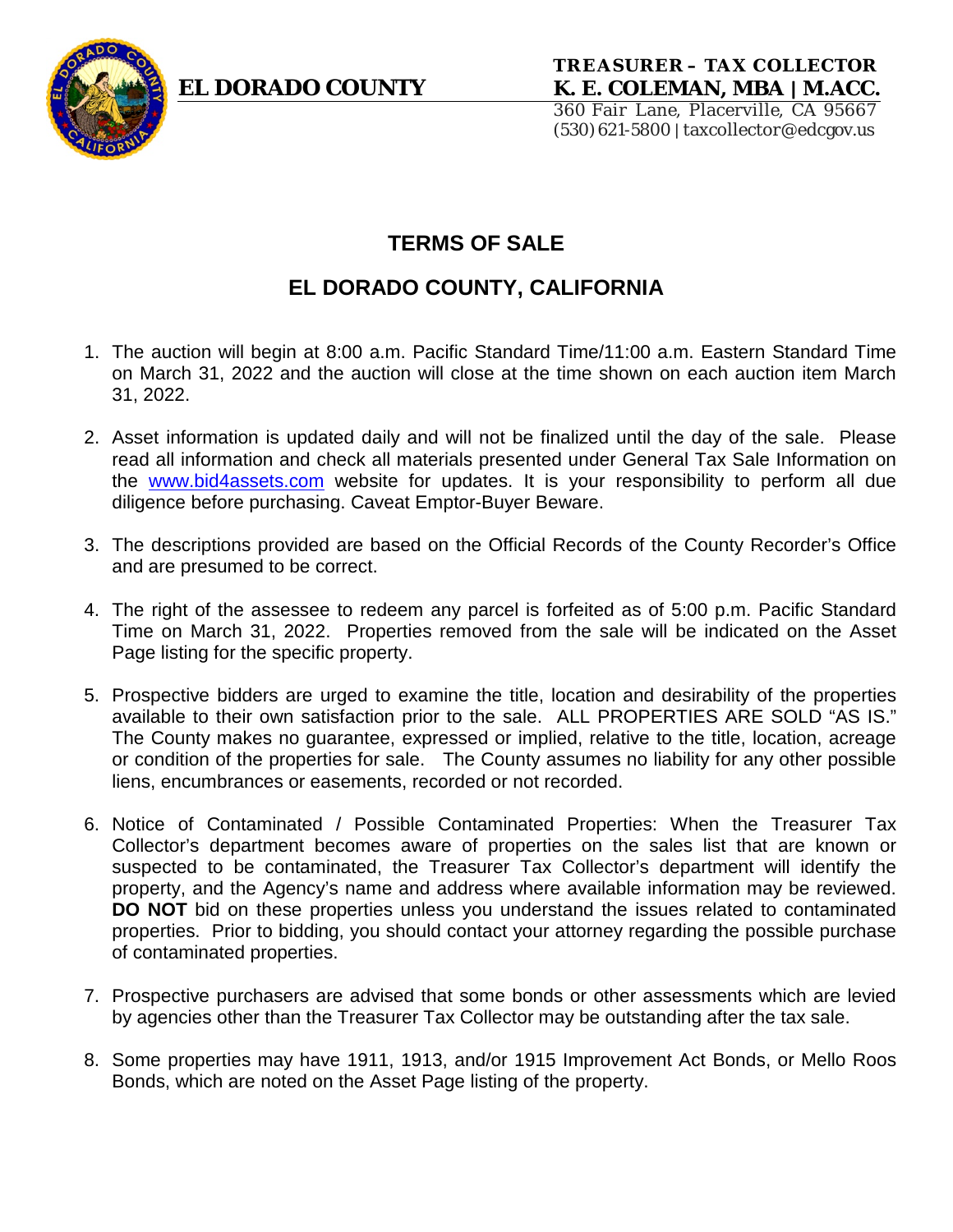EL DORADO COUNTY

TREASURER – TAX COLLECTOR
K. E. COLEMAN, MBA | M.ACC.
360 Fair Lane, Placerville, CA 95667
(530) 621-5800 | taxcollector@edcgov.us

# TERMS OF SALE

## EL DORADO COUNTY, CALIFORNIA

1. The auction will begin at 8:00 a.m. Pacific Standard Time/11:00 a.m. Eastern Standard Time on March 31, 2022 and the auction will close at the time shown on each auction item March 31, 2022.

2. Asset information is updated daily and will not be finalized until the day of the sale. Please read all information and check all materials presented under General Tax Sale Information on the www.bid4assets.com website for updates. It is your responsibility to perform all due diligence before purchasing. Caveat Emptor-Buyer Beware.

3. The descriptions provided are based on the Official Records of the County Recorder's Office and are presumed to be correct.

4. The right of the assessee to redeem any parcel is forfeited as of 5:00 p.m. Pacific Standard Time on March 31, 2022. Properties removed from the sale will be indicated on the Asset Page listing for the specific property.

5. Prospective bidders are urged to examine the title, location and desirability of the properties available to their own satisfaction prior to the sale. ALL PROPERTIES ARE SOLD "AS IS." The County makes no guarantee, expressed or implied, relative to the title, location, acreage or condition of the properties for sale. The County assumes no liability for any other possible liens, encumbrances or easements, recorded or not recorded.

6. Notice of Contaminated / Possible Contaminated Properties: When the Treasurer Tax Collector's department becomes aware of properties on the sales list that are known or suspected to be contaminated, the Treasurer Tax Collector's department will identify the property, and the Agency's name and address where available information may be reviewed. **DO NOT** bid on these properties unless you understand the issues related to contaminated properties. Prior to bidding, you should contact your attorney regarding the possible purchase of contaminated properties.

7. Prospective purchasers are advised that some bonds or other assessments which are levied by agencies other than the Treasurer Tax Collector may be outstanding after the tax sale.

8. Some properties may have 1911, 1913, and/or 1915 Improvement Act Bonds, or Mello Roos Bonds, which are noted on the Asset Page listing of the property.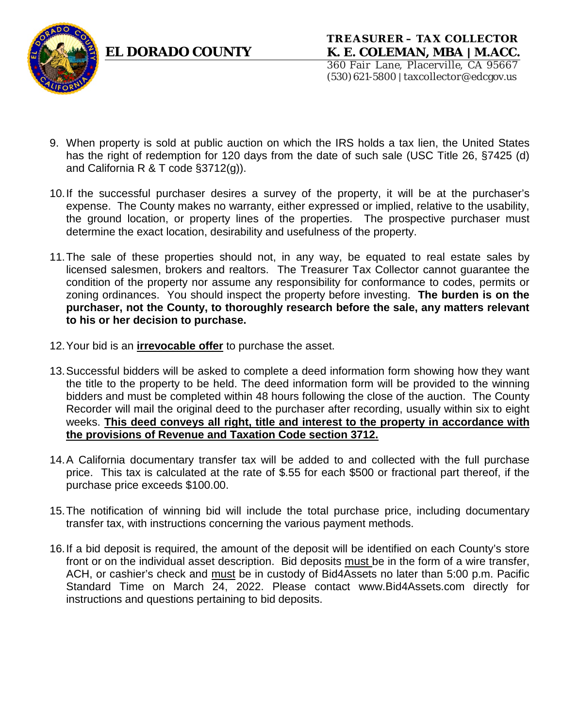9. When property is sold at public auction on which the IRS holds a tax lien, the United States has the right of redemption for 120 days from the date of such sale (USC Title 26, §7425 (d) and California R & T code §3712(g)).

10. If the successful purchaser desires a survey of the property, it will be at the purchaser's expense. The County makes no warranty, either expressed or implied, relative to the usability, the ground location, or property lines of the properties. The prospective purchaser must determine the exact location, desirability and usefulness of the property.

11. The sale of these properties should not, in any way, be equated to real estate sales by licensed salesmen, brokers and realtors. The Treasurer Tax Collector cannot guarantee the condition of the property nor assume any responsibility for conformance to codes, permits or zoning ordinances. You should inspect the property before investing. **The burden is on the purchaser, not the County, to thoroughly research before the sale, any matters relevant to his or her decision to purchase.**

12. Your bid is an **irrevocable offer** to purchase the asset.

13. Successful bidders will be asked to complete a deed information form showing how they want the title to the property to be held. The deed information form will be provided to the winning bidders and must be completed within 48 hours following the close of the auction. The County Recorder will mail the original deed to the purchaser after recording, usually within six to eight weeks. **This deed conveys all right, title and interest to the property in accordance with the provisions of Revenue and Taxation Code section 3712.**

14. A California documentary transfer tax will be added to and collected with the full purchase price. This tax is calculated at the rate of $.55 for each $500 or fractional part thereof, if the purchase price exceeds $100.00.

15. The notification of winning bid will include the total purchase price, including documentary transfer tax, with instructions concerning the various payment methods.

16. If a bid deposit is required, the amount of the deposit will be identified on each County's store front or on the individual asset description. Bid deposits must be in the form of a wire transfer, ACH, or cashier's check and must be in custody of Bid4Assets no later than 5:00 p.m. Pacific Standard Time on March 24, 2022. Please contact www.Bid4Assets.com directly for instructions and questions pertaining to bid deposits.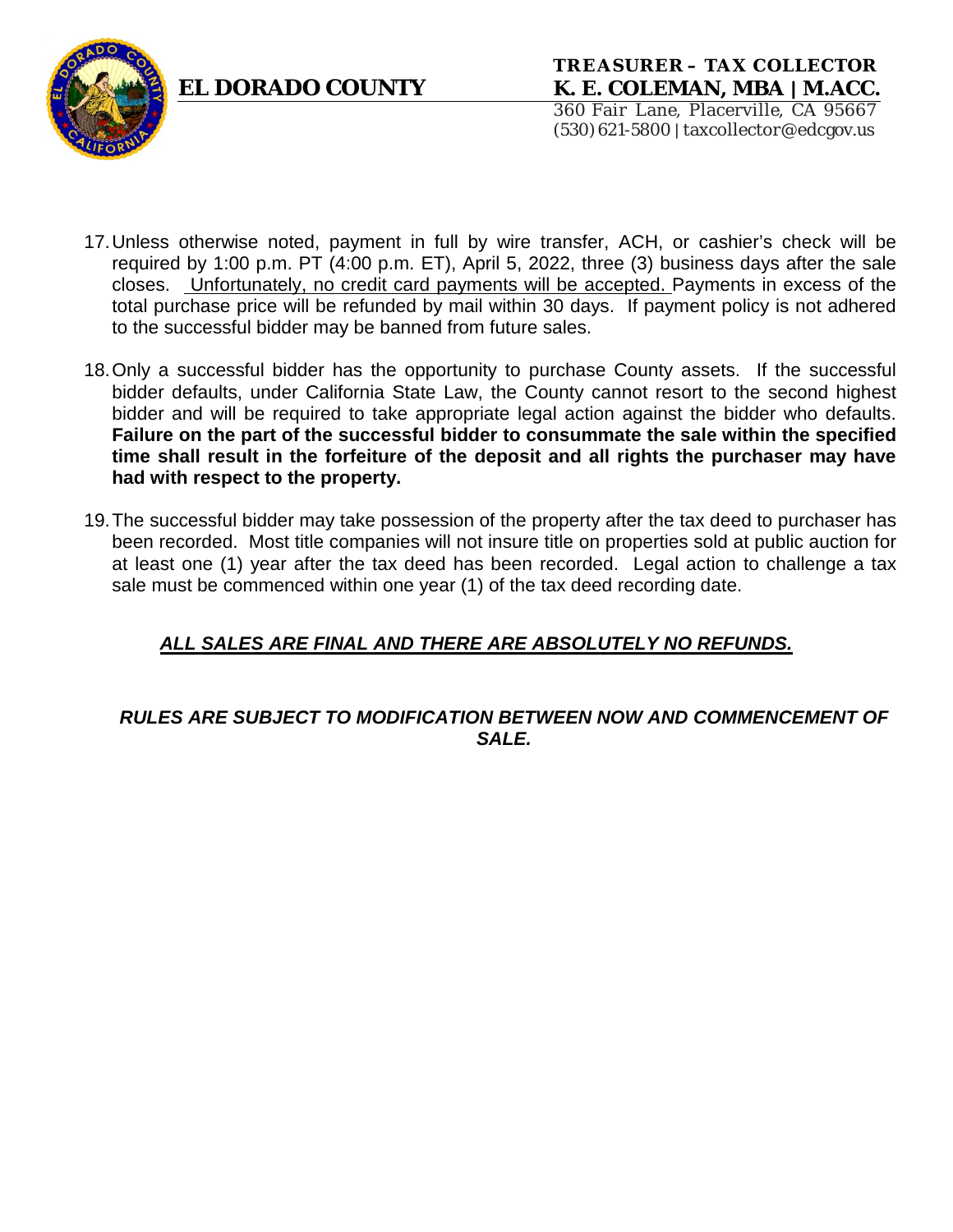17. Unless otherwise noted, payment in full by wire transfer, ACH, or cashier's check will be required by 1:00 p.m. PT (4:00 p.m. ET), April 5, 2022, three (3) business days after the sale closes. Unfortunately, no credit card payments will be accepted. Payments in excess of the total purchase price will be refunded by mail within 30 days. If payment policy is not adhered to the successful bidder may be banned from future sales.

18. Only a successful bidder has the opportunity to purchase County assets. If the successful bidder defaults, under California State Law, the County cannot resort to the second highest bidder and will be required to take appropriate legal action against the bidder who defaults. **Failure on the part of the successful bidder to consummate the sale within the specified time shall result in the forfeiture of the deposit and all rights the purchaser may have had with respect to the property.**

19. The successful bidder may take possession of the property after the tax deed to purchaser has been recorded. Most title companies will not insure title on properties sold at public auction for at least one (1) year after the tax deed has been recorded. Legal action to challenge a tax sale must be commenced within one year (1) of the tax deed recording date.

***ALL SALES ARE FINAL AND THERE ARE ABSOLUTELY NO REFUNDS.***

***RULES ARE SUBJECT TO MODIFICATION BETWEEN NOW AND COMMENCEMENT OF SALE.***